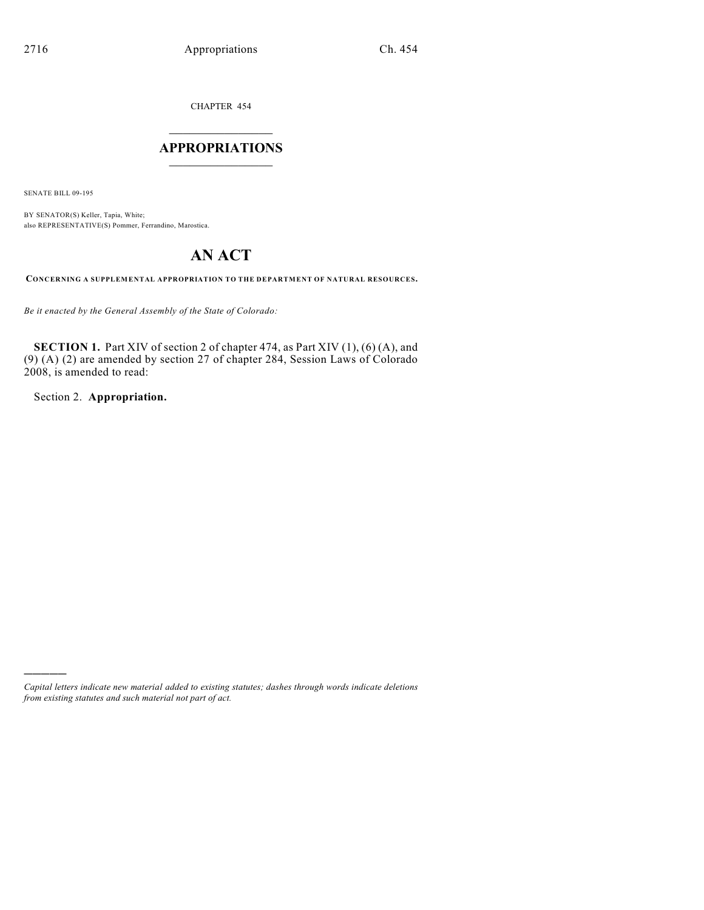CHAPTER 454

# APPROPRIATIONS

SENATE BILL 09-195

BY SENATOR(S) Keller, Tapia, White;
also REPRESENTATIVE(S) Pommer, Ferrandino, Marostica.

# AN ACT

**CONCERNING A SUPPLEMENTAL APPROPRIATION TO THE DEPARTMENT OF NATURAL RESOURCES.**

*Be it enacted by the General Assembly of the State of Colorado:*

**SECTION 1.** Part XIV of section 2 of chapter 474, as Part XIV (1), (6) (A), and (9) (A) (2) are amended by section 27 of chapter 284, Session Laws of Colorado 2008, is amended to read:

Section 2. **Appropriation.**

---

*Capital letters indicate new material added to existing statutes; dashes through words indicate deletions from existing statutes and such material not part of act.*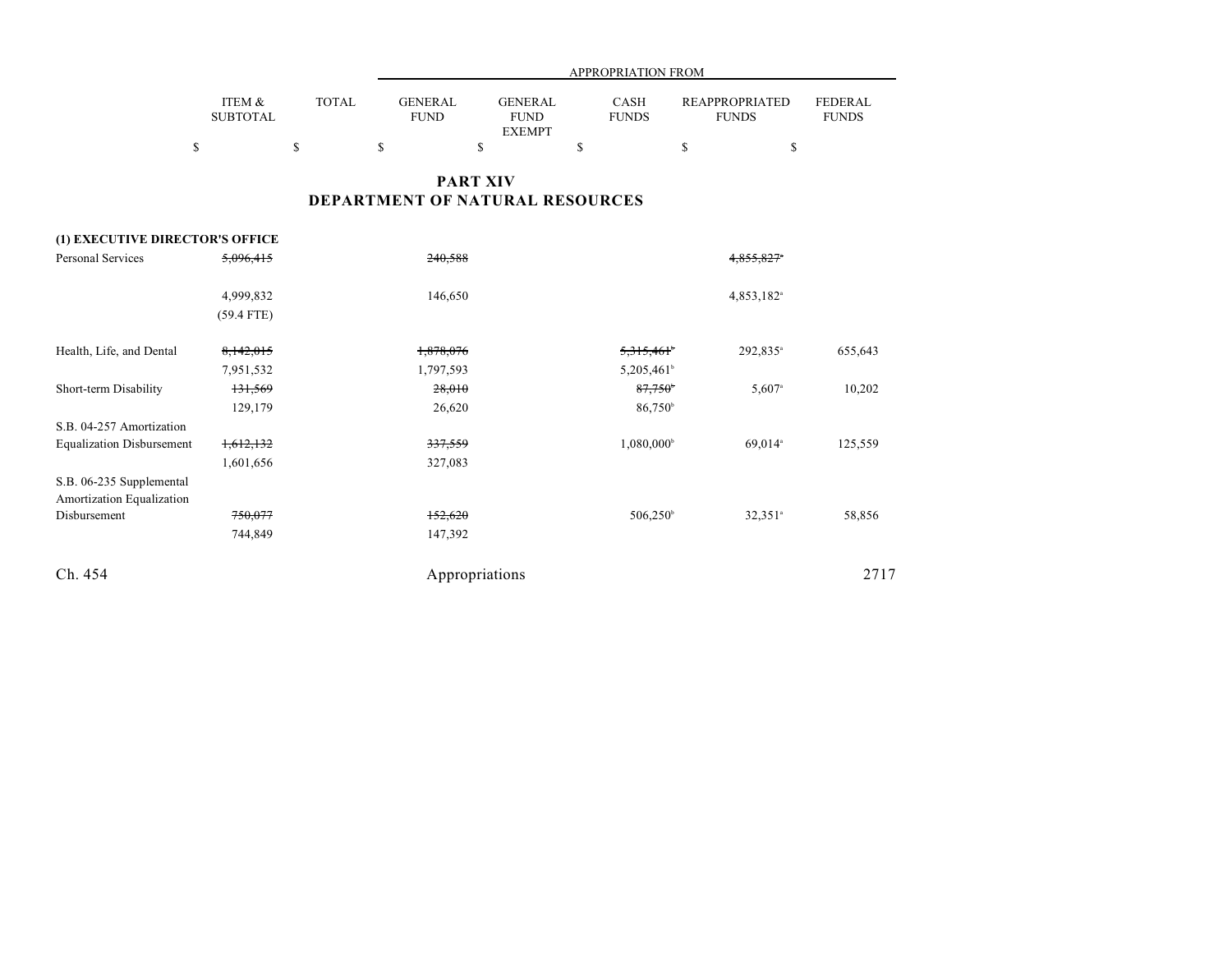| | ITEM & SUBTOTAL | TOTAL | APPROPRIATION FROM | | | | |
|---|---|---|---|---|---|---|---|
| | | | GENERAL FUND | GENERAL FUND EXEMPT | CASH FUNDS | REAPPROPRIATED FUNDS | FEDERAL FUNDS |
| | $ | $ | $ | $ | $ | $ | $ |

## PART XIV
## DEPARTMENT OF NATURAL RESOURCES

| | ITEM & SUBTOTAL | TOTAL | GENERAL FUND | GENERAL FUND EXEMPT | CASH FUNDS | REAPPROPRIATED FUNDS | FEDERAL FUNDS |
|---|---|---|---|---|---|---|---|
| **(1) EXECUTIVE DIRECTOR'S OFFICE** | | | | | | | |
| Personal Services | ~~5,096,415~~ | | ~~240,588~~ | | | ~~4,855,827~~[a] | |
| | 4,999,832 | | 146,650 | | | 4,853,182[a] | |
| | (59.4 FTE) | | | | | | |
| Health, Life, and Dental | ~~8,142,015~~ | | ~~1,878,076~~ | | ~~5,315,461~~[b] | 292,835[a] | 655,643 |
| | 7,951,532 | | 1,797,593 | | 5,205,461[b] | | |
| Short-term Disability | ~~131,569~~ | | ~~28,010~~ | | ~~87,750~~[b] | 5,607[a] | 10,202 |
| | 129,179 | | 26,620 | | 86,750[b] | | |
| S.B. 04-257 Amortization Equalization Disbursement | ~~1,612,132~~ | | ~~337,559~~ | | 1,080,000[b] | 69,014[a] | 125,559 |
| | 1,601,656 | | 327,083 | | | | |
| S.B. 06-235 Supplemental Amortization Equalization Disbursement | ~~750,077~~ | | ~~152,620~~ | | 506,250[b] | 32,351[a] | 58,856 |
| | 744,849 | | 147,392 | | | | |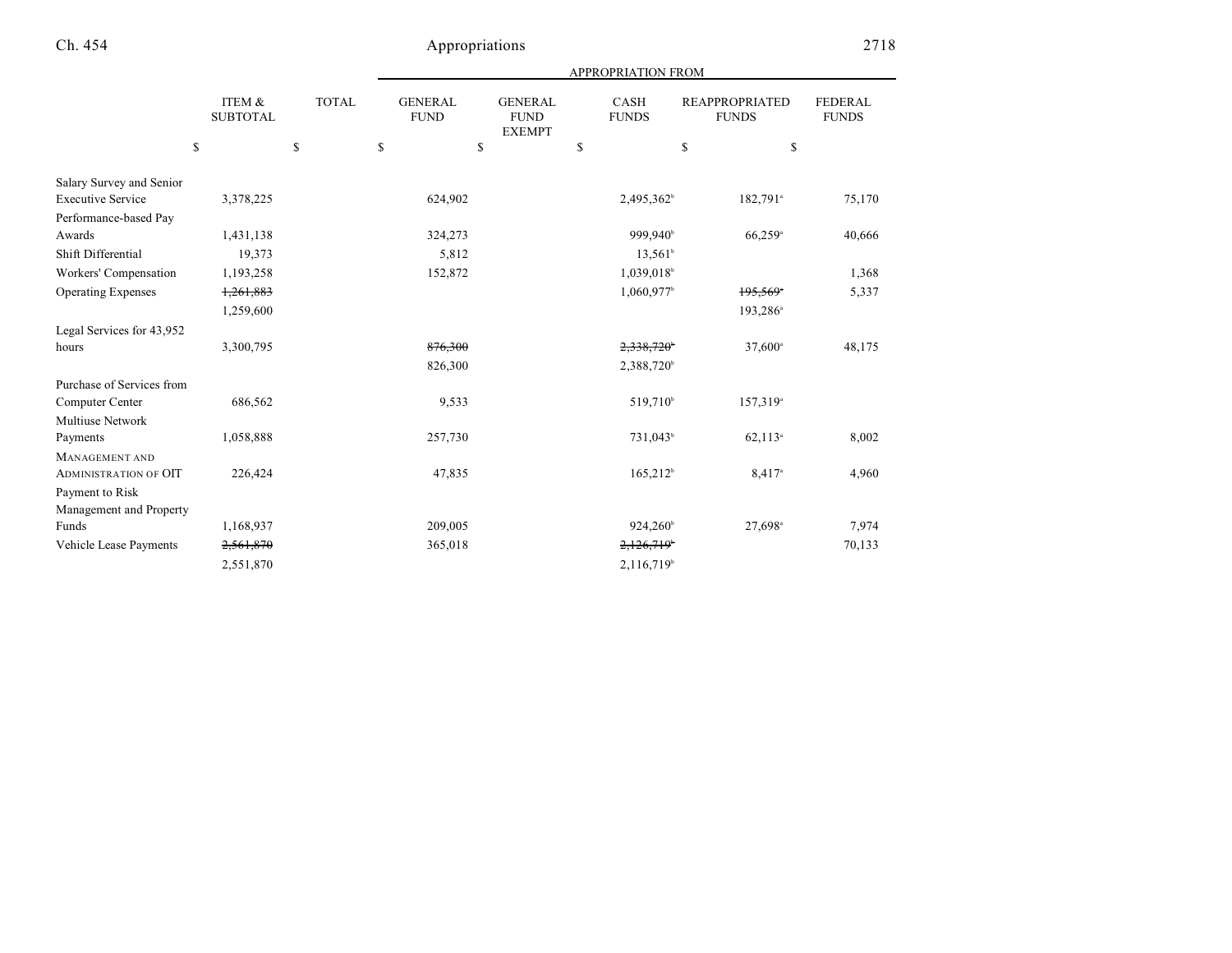| | ITEM & SUBTOTAL | TOTAL | APPROPRIATION FROM | | | | |
|---|---|---|---|---|---|---|---|
| | | | GENERAL FUND | GENERAL FUND EXEMPT | CASH FUNDS | REAPPROPRIATED FUNDS | FEDERAL FUNDS |
| | $ | $ | $ | $ | $ | $ | $ |
| Salary Survey and Senior Executive Service | 3,378,225 | | 624,902 | | 2,495,362[b] | 182,791[a] | 75,170 |
| Performance-based Pay Awards | 1,431,138 | | 324,273 | | 999,940[b] | 66,259[a] | 40,666 |
| Shift Differential | 19,373 | | 5,812 | | 13,561[b] | | |
| Workers' Compensation | 1,193,258 | | 152,872 | | 1,039,018[b] | | 1,368 |
| Operating Expenses | ~~1,261,883~~ | | | | 1,060,977[b] | ~~195,569~~[a] | 5,337 |
| | 1,259,600 | | | | | 193,286[a] | |
| Legal Services for 43,952 hours | 3,300,795 | | ~~876,300~~ | | ~~2,338,720~~[b] | 37,600[a] | 48,175 |
| | | | 826,300 | | 2,388,720[b] | | |
| Purchase of Services from Computer Center | 686,562 | | 9,533 | | 519,710[b] | 157,319[a] | |
| Multiuse Network Payments | 1,058,888 | | 257,730 | | 731,043[b] | 62,113[a] | 8,002 |
| MANAGEMENT AND ADMINISTRATION OF OIT | 226,424 | | 47,835 | | 165,212[b] | 8,417[a] | 4,960 |
| Payment to Risk Management and Property Funds | 1,168,937 | | 209,005 | | 924,260[b] | 27,698[a] | 7,974 |
| Vehicle Lease Payments | ~~2,561,870~~ | | 365,018 | | ~~2,126,719~~[b] | | 70,133 |
| | 2,551,870 | | | | 2,116,719[b] | | |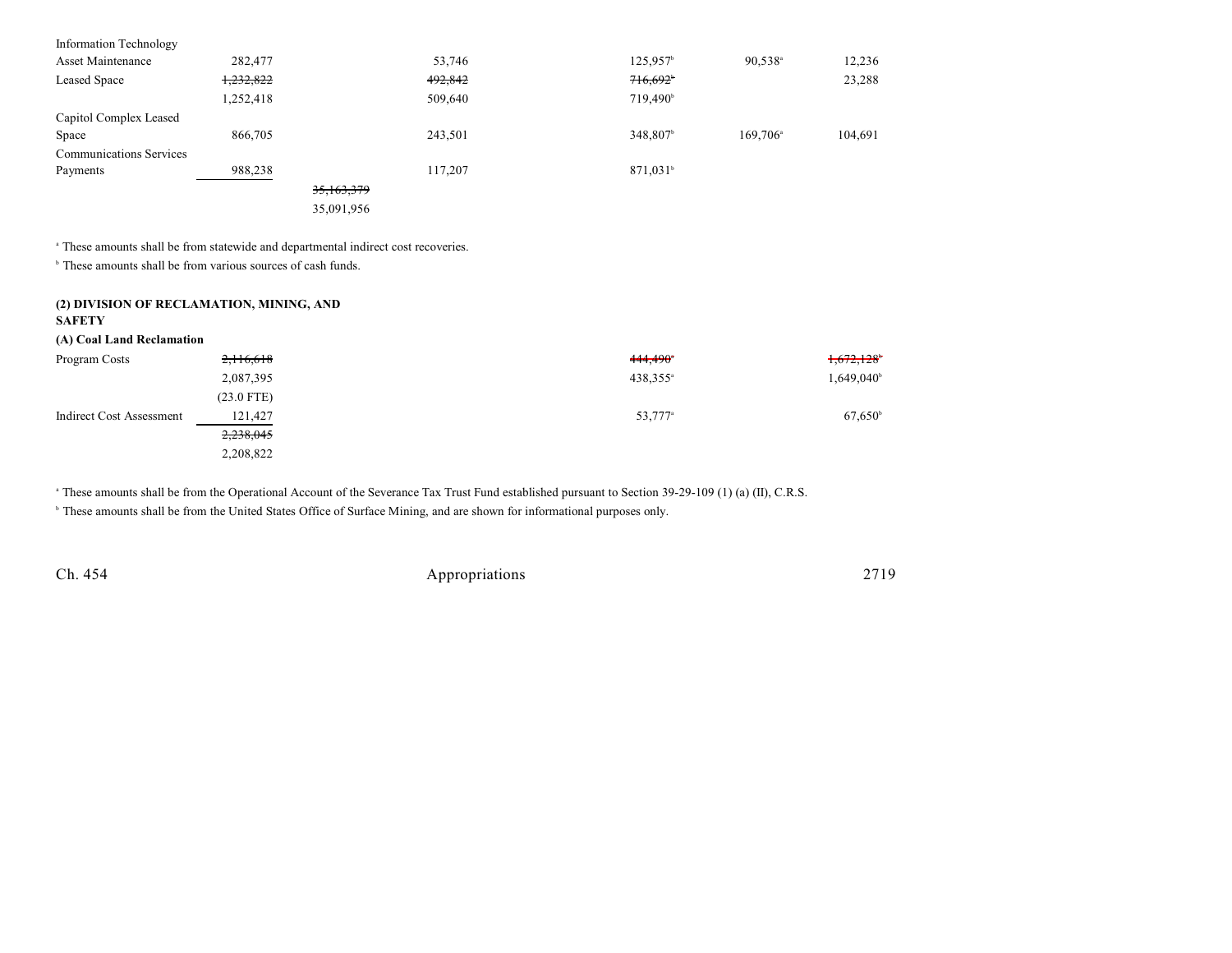| | | | | | | |
|---|---|---|---|---|---|---|
| Information Technology Asset Maintenance | 282,477 | | 53,746 | 125,957[b] | 90,538[a] | 12,236 |
| Leased Space | ~~1,232,822~~ | | ~~492,842~~ | ~~716,692[b]~~ | | 23,288 |
| | 1,252,418 | | 509,640 | 719,490[b] | | |
| Capitol Complex Leased Space | 866,705 | | 243,501 | 348,807[b] | 169,706[a] | 104,691 |
| Communications Services Payments | 988,238 | | 117,207 | 871,031[b] | | |
| | | ~~35,163,379~~ | | | | |
| | | 35,091,956 | | | | |

[a] These amounts shall be from statewide and departmental indirect cost recoveries.

[b] These amounts shall be from various sources of cash funds.

**(2) DIVISION OF RECLAMATION, MINING, AND SAFETY**

**(A) Coal Land Reclamation**

| | | | | | | |
|---|---|---|---|---|---|---|
| Program Costs | ~~2,116,618~~ | | | ~~444,490[a]~~ | | ~~1,672,128[b]~~ |
| | 2,087,395 | | | 438,355[a] | | 1,649,040[b] |
| | (23.0 FTE) | | | | | |
| Indirect Cost Assessment | 121,427 | | | 53,777[a] | | 67,650[b] |
| | ~~2,238,045~~ | | | | | |
| | 2,208,822 | | | | | |

[a] These amounts shall be from the Operational Account of the Severance Tax Trust Fund established pursuant to Section 39-29-109 (1) (a) (II), C.R.S.

[b] These amounts shall be from the United States Office of Surface Mining, and are shown for informational purposes only.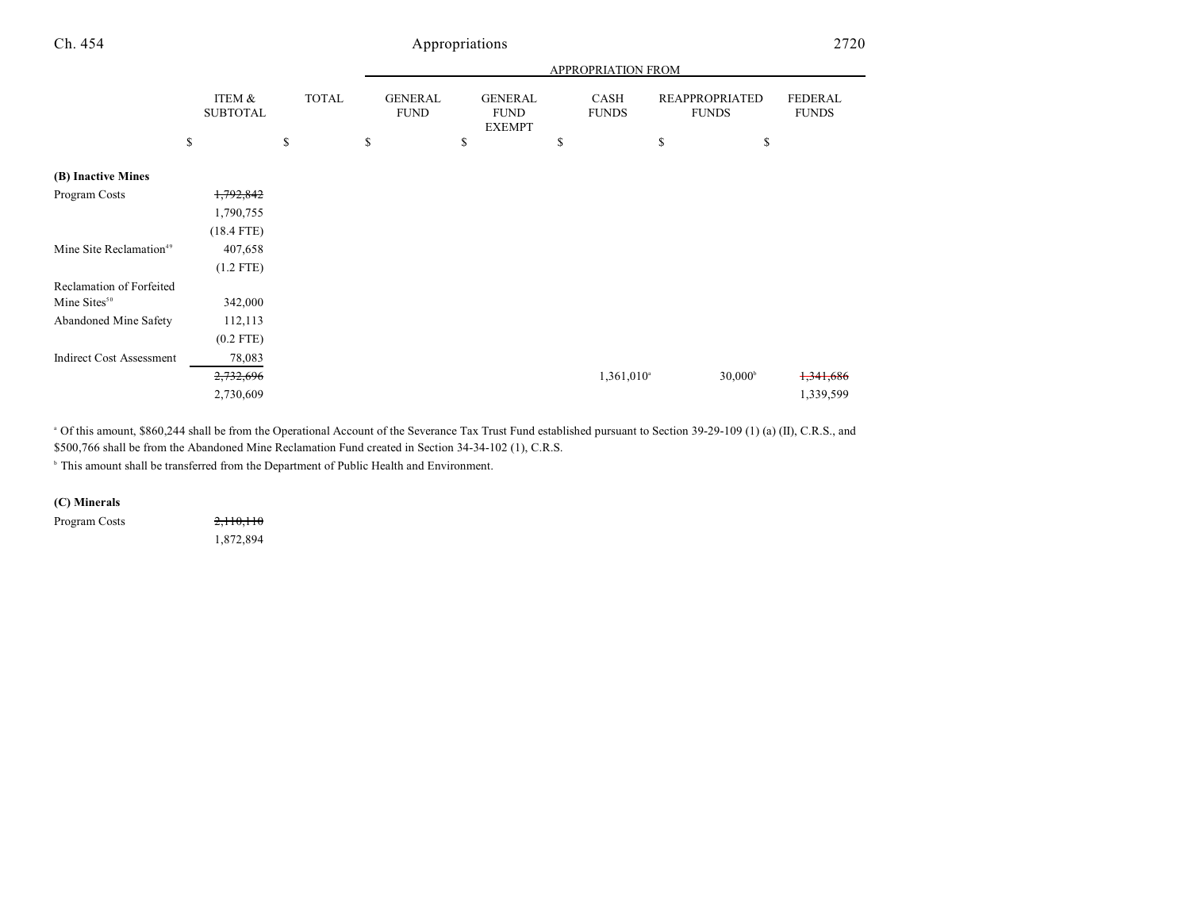|  | ITEM & SUBTOTAL | TOTAL | APPROPRIATION FROM GENERAL FUND | GENERAL FUND EXEMPT | CASH FUNDS | REAPPROPRIATED FUNDS | FEDERAL FUNDS |
|---|---|---|---|---|---|---|---|
|  | $ | $ | $ | $ | $ | $ | $ |
| **(B) Inactive Mines** |  |  |  |  |  |  |  |
| Program Costs | ~~1,792,842~~ |  |  |  |  |  |  |
|  | 1,790,755 |  |  |  |  |  |  |
|  | (18.4 FTE) |  |  |  |  |  |  |
| Mine Site Reclamation[49] | 407,658 |  |  |  |  |  |  |
|  | (1.2 FTE) |  |  |  |  |  |  |
| Reclamation of Forfeited Mine Sites[50] | 342,000 |  |  |  |  |  |  |
| Abandoned Mine Safety | 112,113 |  |  |  |  |  |  |
|  | (0.2 FTE) |  |  |  |  |  |  |
| Indirect Cost Assessment | 78,083 |  |  |  |  |  |  |
|  | ~~2,732,696~~ |  |  |  | 1,361,010[a] | 30,000[b] | ~~1,341,686~~ |
|  | 2,730,609 |  |  |  |  |  | 1,339,599 |

[a] Of this amount, $860,244 shall be from the Operational Account of the Severance Tax Trust Fund established pursuant to Section 39-29-109 (1) (a) (II), C.R.S., and $500,766 shall be from the Abandoned Mine Reclamation Fund created in Section 34-34-102 (1), C.R.S.

[b] This amount shall be transferred from the Department of Public Health and Environment.

| | ITEM & SUBTOTAL | TOTAL | GENERAL FUND | GENERAL FUND EXEMPT | CASH FUNDS | REAPPROPRIATED FUNDS | FEDERAL FUNDS |
|---|---|---|---|---|---|---|---|
| **(C) Minerals** |  |  |  |  |  |  |  |
| Program Costs | ~~2,110,110~~ |  |  |  |  |  |  |
|  | 1,872,894 |  |  |  |  |  |  |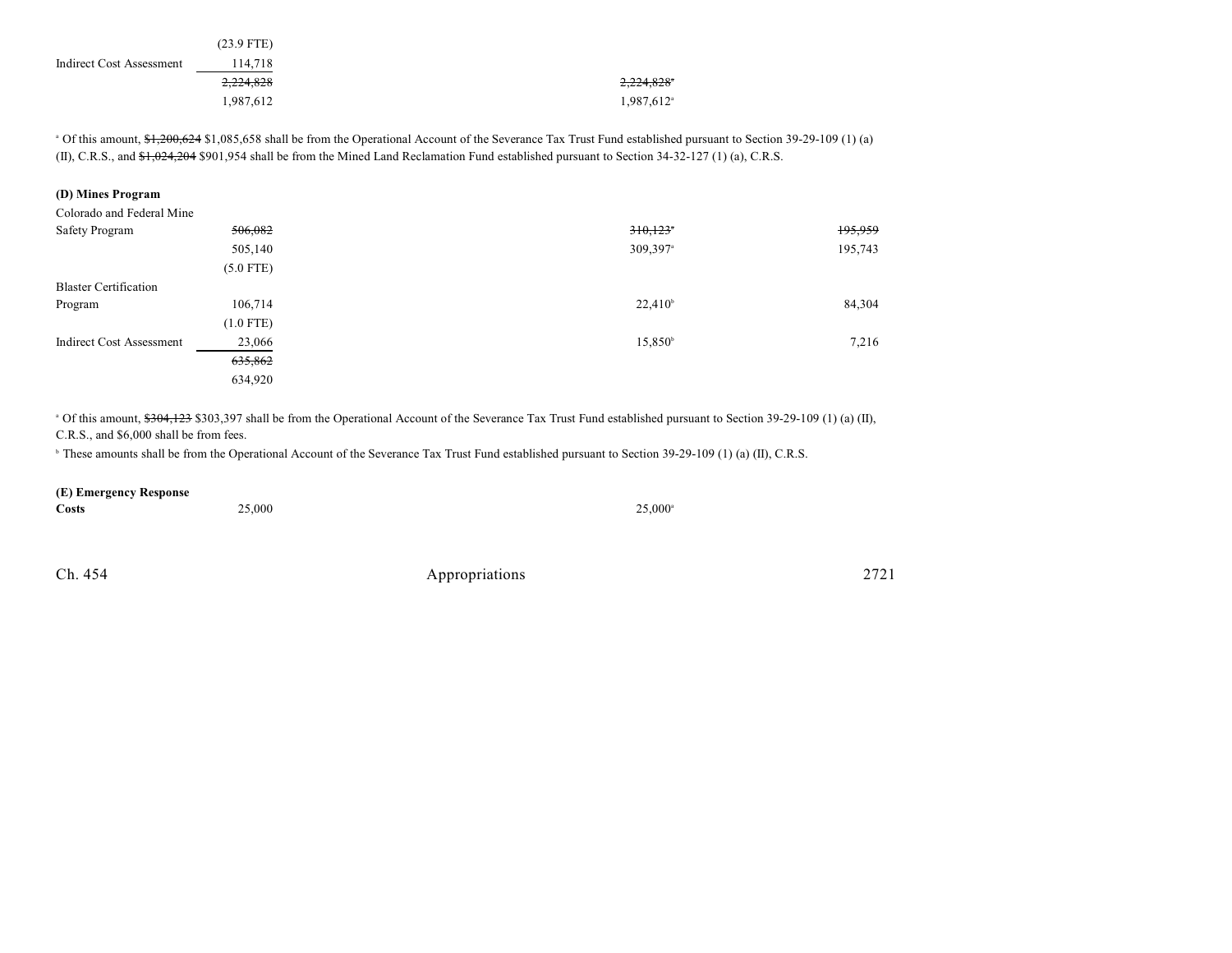| | | | |
|---|---|---|---|
| | (23.9 FTE) | | |
| Indirect Cost Assessment | 114,718 | | |
| | ~~2,224,828~~ | ~~2,224,828~~[a] | |
| | 1,987,612 | 1,987,612[a] | |

[a] Of this amount, ~~$1,200,624~~ $1,085,658 shall be from the Operational Account of the Severance Tax Trust Fund established pursuant to Section 39-29-109 (1) (a) (II), C.R.S., and ~~$1,024,204~~ $901,954 shall be from the Mined Land Reclamation Fund established pursuant to Section 34-32-127 (1) (a), C.R.S.

**(D) Mines Program**

| | | | |
|---|---|---|---|
| Colorado and Federal Mine Safety Program | ~~506,082~~ | ~~310,123~~[a] | ~~195,959~~ |
| | 505,140 | 309,397[a] | 195,743 |
| | (5.0 FTE) | | |
| Blaster Certification Program | 106,714 | 22,410[b] | 84,304 |
| | (1.0 FTE) | | |
| Indirect Cost Assessment | 23,066 | 15,850[b] | 7,216 |
| | ~~635,862~~ | | |
| | 634,920 | | |

[a] Of this amount, ~~$304,123~~ $303,397 shall be from the Operational Account of the Severance Tax Trust Fund established pursuant to Section 39-29-109 (1) (a) (II), C.R.S., and $6,000 shall be from fees.

[b] These amounts shall be from the Operational Account of the Severance Tax Trust Fund established pursuant to Section 39-29-109 (1) (a) (II), C.R.S.

| | | |
|---|---|---|
| **(E) Emergency Response Costs** | 25,000 | 25,000[a] |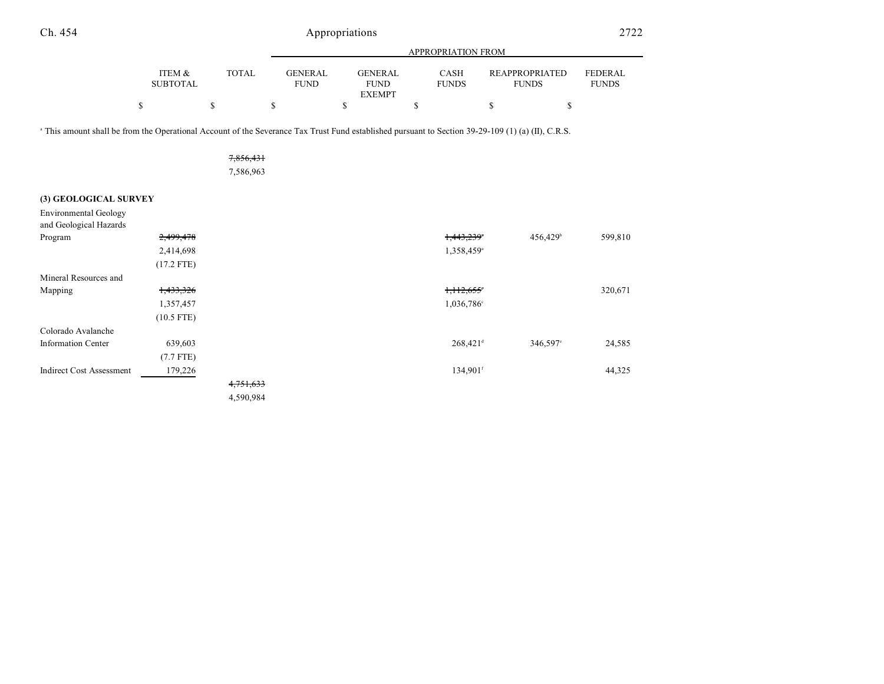| | ITEM & SUBTOTAL | TOTAL | APPROPRIATION FROM | | | | |
|---|---|---|---|---|---|---|---|
| | | | GENERAL FUND | GENERAL FUND EXEMPT | CASH FUNDS | REAPPROPRIATED FUNDS | FEDERAL FUNDS |
| | $ | $ | $ | $ | $ | $ | $ |

[a] This amount shall be from the Operational Account of the Severance Tax Trust Fund established pursuant to Section 39-29-109 (1) (a) (II), C.R.S.

| | ITEM & SUBTOTAL | TOTAL | GENERAL FUND | GENERAL FUND EXEMPT | CASH FUNDS | REAPPROPRIATED FUNDS | FEDERAL FUNDS |
|---|---|---|---|---|---|---|---|
| | | ~~7,856,431~~ | | | | | |
| | | 7,586,963 | | | | | |
| **(3) GEOLOGICAL SURVEY** | | | | | | | |
| Environmental Geology and Geological Hazards Program | ~~2,499,478~~ | | | | ~~1,443,239~~[a] | 456,429[b] | 599,810 |
| | 2,414,698 | | | | 1,358,459[a] | | |
| | (17.2 FTE) | | | | | | |
| Mineral Resources and Mapping | ~~1,433,326~~ | | | | ~~1,112,655~~[c] | | 320,671 |
| | 1,357,457 | | | | 1,036,786[c] | | |
| | (10.5 FTE) | | | | | | |
| Colorado Avalanche Information Center | 639,603 | | | | 268,421[d] | 346,597[e] | 24,585 |
| | (7.7 FTE) | | | | | | |
| Indirect Cost Assessment | 179,226 | | | | 134,901[f] | | 44,325 |
| | | ~~4,751,633~~ | | | | | |
| | | 4,590,984 | | | | | |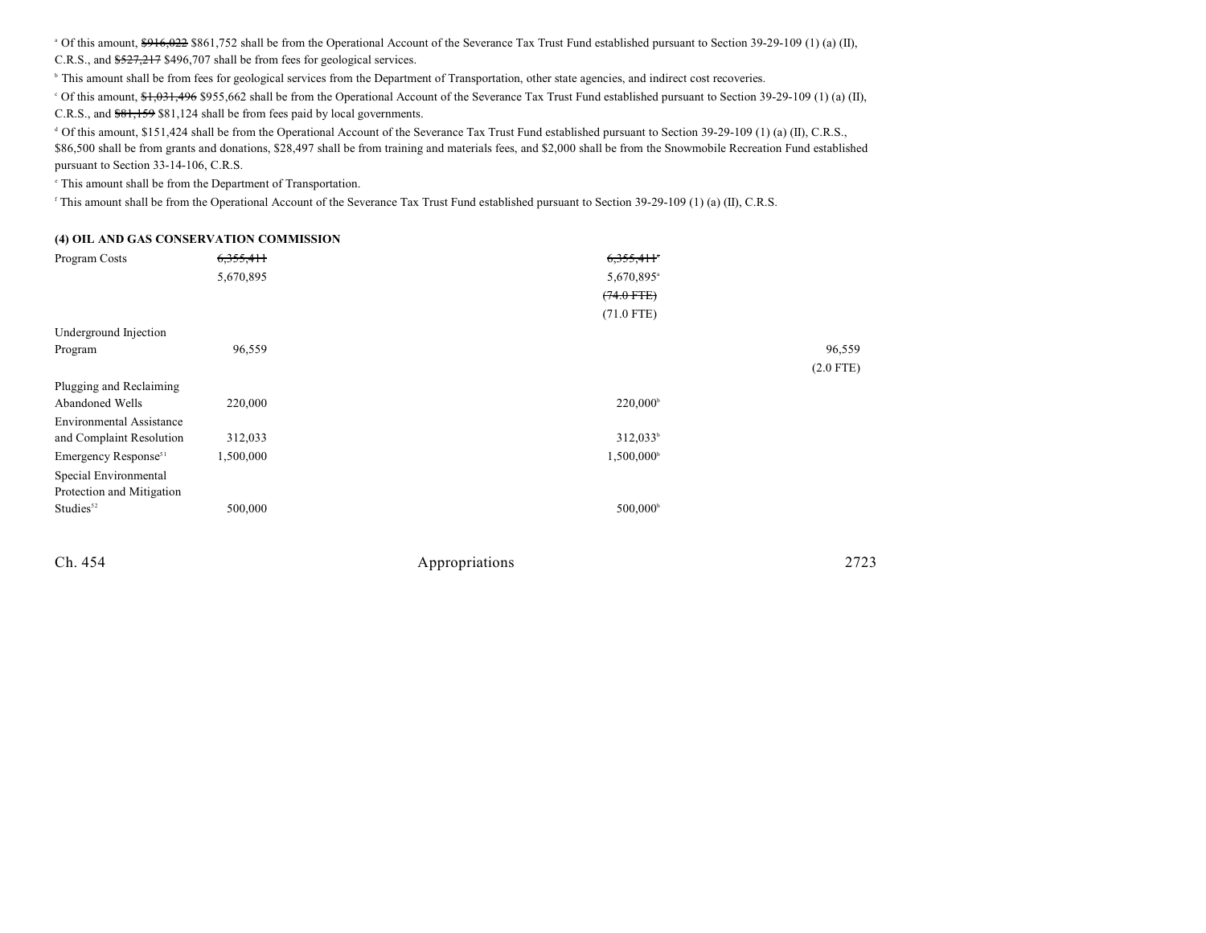[a] Of this amount, ~~$916,022~~ $861,752 shall be from the Operational Account of the Severance Tax Trust Fund established pursuant to Section 39-29-109 (1) (a) (II), C.R.S., and ~~$527,217~~ $496,707 shall be from fees for geological services.

[b] This amount shall be from fees for geological services from the Department of Transportation, other state agencies, and indirect cost recoveries.

[c] Of this amount, ~~$1,031,496~~ $955,662 shall be from the Operational Account of the Severance Tax Trust Fund established pursuant to Section 39-29-109 (1) (a) (II), C.R.S., and ~~$81,159~~ $81,124 shall be from fees paid by local governments.

[d] Of this amount, $151,424 shall be from the Operational Account of the Severance Tax Trust Fund established pursuant to Section 39-29-109 (1) (a) (II), C.R.S., $86,500 shall be from grants and donations, $28,497 shall be from training and materials fees, and $2,000 shall be from the Snowmobile Recreation Fund established pursuant to Section 33-14-106, C.R.S.

[e] This amount shall be from the Department of Transportation.

[f] This amount shall be from the Operational Account of the Severance Tax Trust Fund established pursuant to Section 39-29-109 (1) (a) (II), C.R.S.

**(4) OIL AND GAS CONSERVATION COMMISSION**

| | Total | | Cash Funds | Cash Funds Exempt | Federal Funds |
|---|---|---|---|---|---|
| Program Costs | ~~6,355,411~~ | | ~~6,355,411~~[a] | | |
| | 5,670,895 | | 5,670,895[a] | | |
| | | | ~~(74.0 FTE)~~ | | |
| | | | (71.0 FTE) | | |
| Underground Injection Program | 96,559 | | | | 96,559 |
| | | | | | (2.0 FTE) |
| Plugging and Reclaiming Abandoned Wells | 220,000 | | 220,000[b] | | |
| Environmental Assistance and Complaint Resolution | 312,033 | | 312,033[b] | | |
| Emergency Response[51] | 1,500,000 | | 1,500,000[b] | | |
| Special Environmental Protection and Mitigation Studies[52] | 500,000 | | 500,000[b] | | |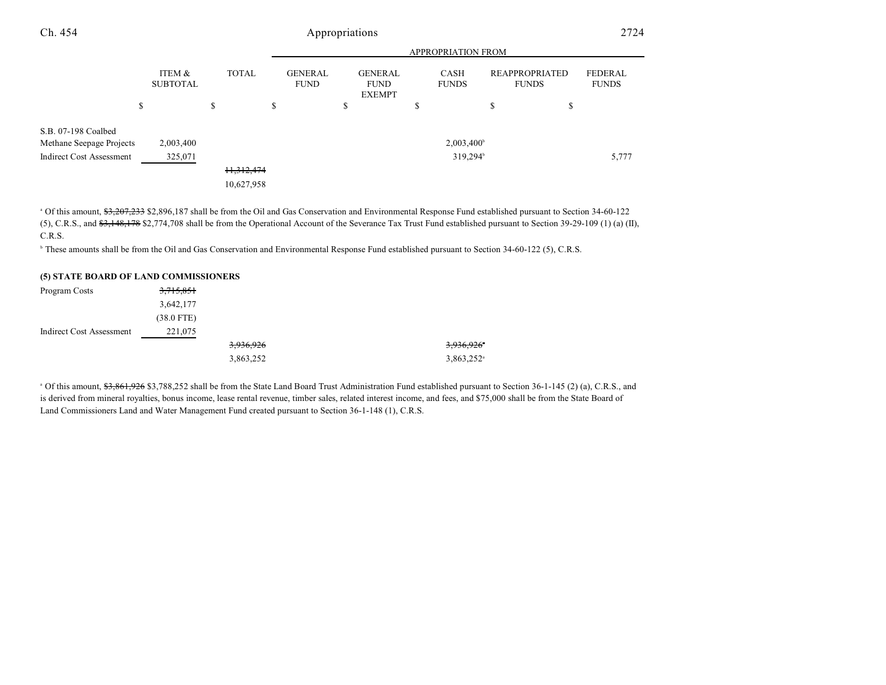| | ITEM & SUBTOTAL | TOTAL | GENERAL FUND | GENERAL FUND EXEMPT | CASH FUNDS | REAPPROPRIATED FUNDS | FEDERAL FUNDS |
|---|---|---|---|---|---|---|---|
| | $ | $ | $ | $ | $ | $ | $ |
| S.B. 07-198 Coalbed Methane Seepage Projects | 2,003,400 | | | | 2,003,400[b] | | |
| Indirect Cost Assessment | 325,071 | | | | 319,294[b] | | 5,777 |
| | | ~~11,312,474~~ 10,627,958 | | | | | |

[a] Of this amount, ~~$3,207,233~~ $2,896,187 shall be from the Oil and Gas Conservation and Environmental Response Fund established pursuant to Section 34-60-122 (5), C.R.S., and ~~$3,148,178~~ $2,774,708 shall be from the Operational Account of the Severance Tax Trust Fund established pursuant to Section 39-29-109 (1) (a) (II), C.R.S.

[b] These amounts shall be from the Oil and Gas Conservation and Environmental Response Fund established pursuant to Section 34-60-122 (5), C.R.S.

**(5) STATE BOARD OF LAND COMMISSIONERS**

| | ITEM & SUBTOTAL | TOTAL | GENERAL FUND | GENERAL FUND EXEMPT | CASH FUNDS | REAPPROPRIATED FUNDS | FEDERAL FUNDS |
|---|---|---|---|---|---|---|---|
| Program Costs | ~~3,715,851~~ 3,642,177 (38.0 FTE) | | | | | | |
| Indirect Cost Assessment | 221,075 | | | | | | |
| | | ~~3,936,926~~ 3,863,252 | | | ~~3,936,926~~[a] 3,863,252[a] | | |

[a] Of this amount, ~~$3,861,926~~ $3,788,252 shall be from the State Land Board Trust Administration Fund established pursuant to Section 36-1-145 (2) (a), C.R.S., and is derived from mineral royalties, bonus income, lease rental revenue, timber sales, related interest income, and fees, and $75,000 shall be from the State Board of Land Commissioners Land and Water Management Fund created pursuant to Section 36-1-148 (1), C.R.S.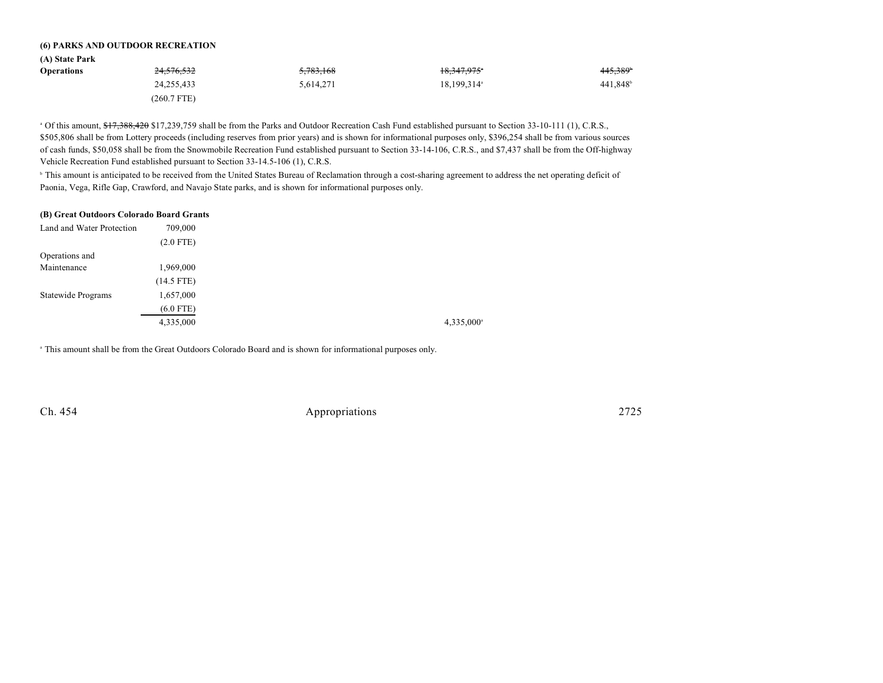### (6) PARKS AND OUTDOOR RECREATION

#### (A) State Park

| | | | | |
|---|---|---|---|---|
| **Operations** | ~~24,576,532~~ | ~~5,783,168~~ | ~~18,347,975~~[a] | ~~445,389~~[b] |
| | 24,255,433 | 5,614,271 | 18,199,314[a] | 441,848[b] |
| | (260.7 FTE) | | | |

[a] Of this amount, ~~$17,388,420~~ $17,239,759 shall be from the Parks and Outdoor Recreation Cash Fund established pursuant to Section 33-10-111 (1), C.R.S., $505,806 shall be from Lottery proceeds (including reserves from prior years) and is shown for informational purposes only, $396,254 shall be from various sources of cash funds, $50,058 shall be from the Snowmobile Recreation Fund established pursuant to Section 33-14-106, C.R.S., and $7,437 shall be from the Off-highway Vehicle Recreation Fund established pursuant to Section 33-14.5-106 (1), C.R.S.

[b] This amount is anticipated to be received from the United States Bureau of Reclamation through a cost-sharing agreement to address the net operating deficit of Paonia, Vega, Rifle Gap, Crawford, and Navajo State parks, and is shown for informational purposes only.

#### (B) Great Outdoors Colorado Board Grants

| | | | | |
|---|---|---|---|---|
| Land and Water Protection | 709,000 | | | |
| | (2.0 FTE) | | | |
| Operations and Maintenance | 1,969,000 | | | |
| | (14.5 FTE) | | | |
| Statewide Programs | 1,657,000 | | | |
| | (6.0 FTE) | | | |
| | 4,335,000 | | 4,335,000[a] | |

[a] This amount shall be from the Great Outdoors Colorado Board and is shown for informational purposes only.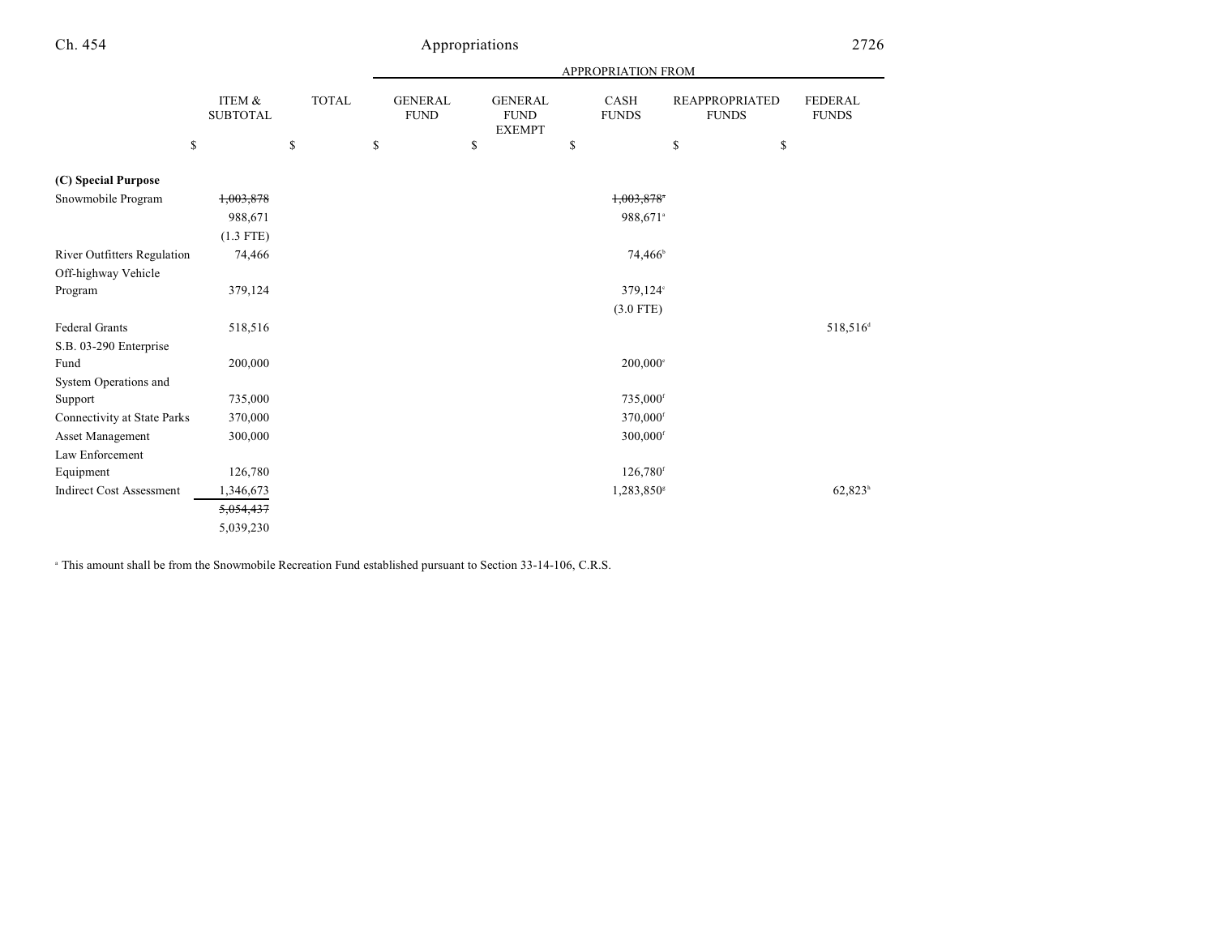| | ITEM & SUBTOTAL | TOTAL | APPROPRIATION FROM | | | | |
|---|---|---|---|---|---|---|---|
| | | | GENERAL FUND | GENERAL FUND EXEMPT | CASH FUNDS | REAPPROPRIATED FUNDS | FEDERAL FUNDS |
| | $ | $ | $ | $ | $ | $ | $ |
| **(C) Special Purpose** | | | | | | | |
| Snowmobile Program | ~~1,003,878~~ | | | | ~~1,003,878~~[a] | | |
| | 988,671 | | | | 988,671[a] | | |
| | (1.3 FTE) | | | | | | |
| River Outfitters Regulation | 74,466 | | | | 74,466[b] | | |
| Off-highway Vehicle Program | 379,124 | | | | 379,124[c] | | |
| | | | | | (3.0 FTE) | | |
| Federal Grants | 518,516 | | | | | | 518,516[d] |
| S.B. 03-290 Enterprise Fund | 200,000 | | | | 200,000[e] | | |
| System Operations and Support | 735,000 | | | | 735,000[f] | | |
| Connectivity at State Parks | 370,000 | | | | 370,000[f] | | |
| Asset Management | 300,000 | | | | 300,000[f] | | |
| Law Enforcement Equipment | 126,780 | | | | 126,780[f] | | |
| Indirect Cost Assessment | 1,346,673 | | | | 1,283,850[g] | | 62,823[h] |
| | ~~5,054,437~~ | | | | | | |
| | 5,039,230 | | | | | | |

[a] This amount shall be from the Snowmobile Recreation Fund established pursuant to Section 33-14-106, C.R.S.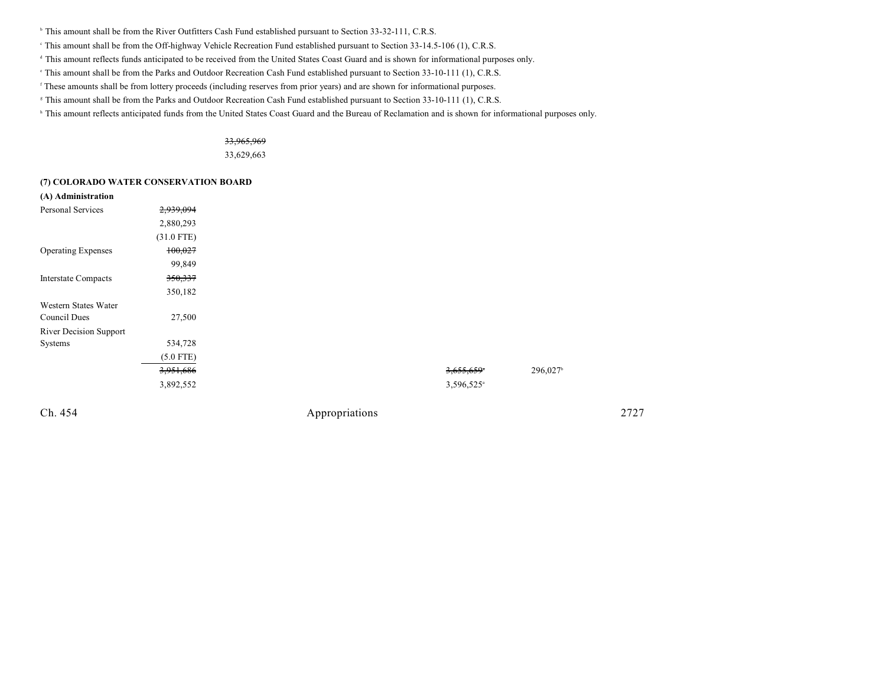[b] This amount shall be from the River Outfitters Cash Fund established pursuant to Section 33-32-111, C.R.S.

[c] This amount shall be from the Off-highway Vehicle Recreation Fund established pursuant to Section 33-14.5-106 (1), C.R.S.

[d] This amount reflects funds anticipated to be received from the United States Coast Guard and is shown for informational purposes only.

[e] This amount shall be from the Parks and Outdoor Recreation Cash Fund established pursuant to Section 33-10-111 (1), C.R.S.

[f] These amounts shall be from lottery proceeds (including reserves from prior years) and are shown for informational purposes.

[g] This amount shall be from the Parks and Outdoor Recreation Cash Fund established pursuant to Section 33-10-111 (1), C.R.S.

[h] This amount reflects anticipated funds from the United States Coast Guard and the Bureau of Reclamation and is shown for informational purposes only.

| | | | | | |
|---|---|---|---|---|---|
| | | ~~33,965,969~~ | | | |
| | | 33,629,663 | | | |

**(7) COLORADO WATER CONSERVATION BOARD**

**(A) Administration**

| | | | | | |
|---|---|---|---|---|---|
| Personal Services | ~~2,939,094~~ | | | | |
| | 2,880,293 | | | | |
| | (31.0 FTE) | | | | |
| Operating Expenses | ~~100,027~~ | | | | |
| | 99,849 | | | | |
| Interstate Compacts | ~~350,337~~ | | | | |
| | 350,182 | | | | |
| Western States Water Council Dues | 27,500 | | | | |
| River Decision Support Systems | 534,728 | | | | |
| | (5.0 FTE) | | | | |
| | ~~3,951,686~~ | | | ~~3,655,659~~[a] | 296,027[b] |
| | 3,892,552 | | | 3,596,525[a] | |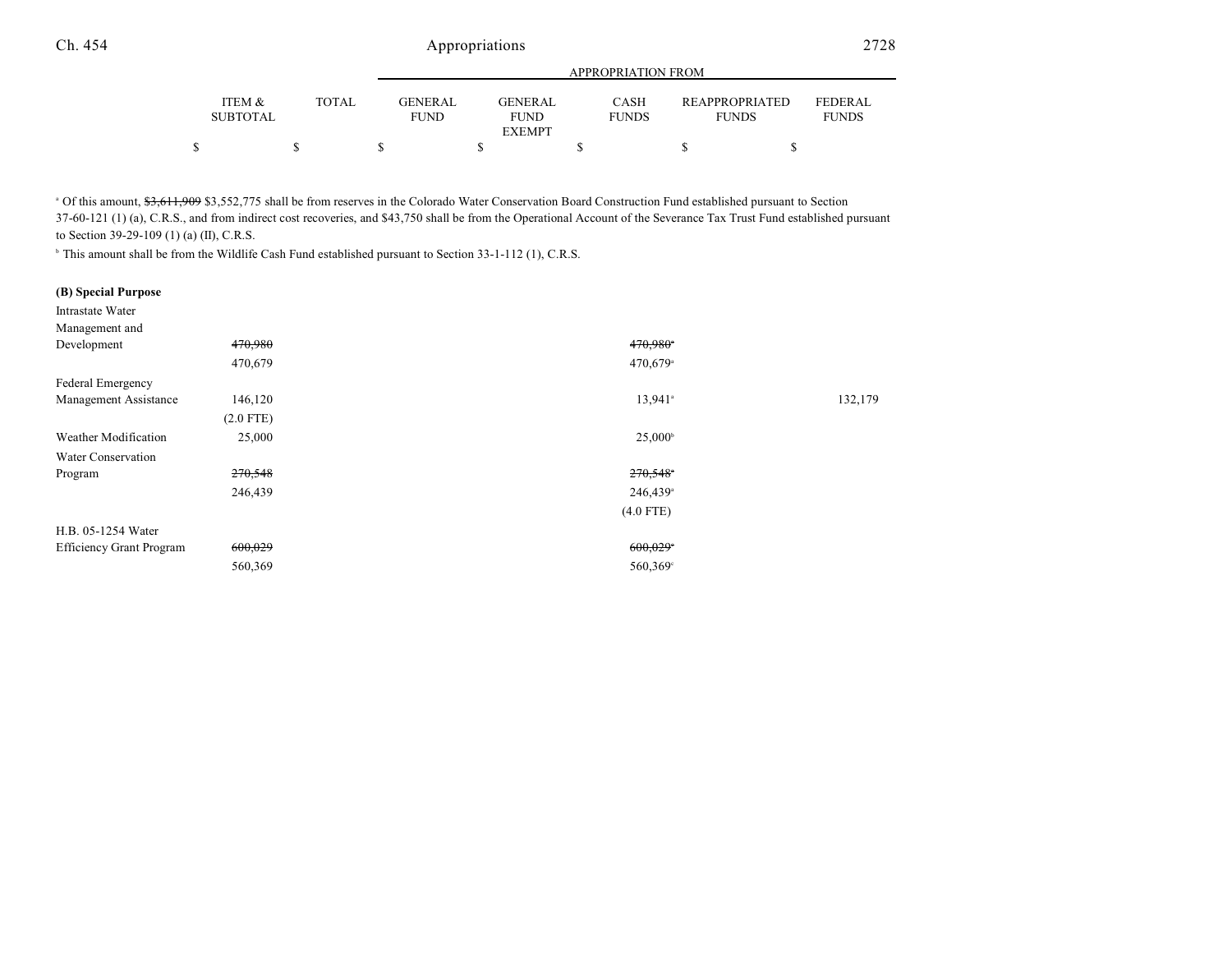| | ITEM & SUBTOTAL | TOTAL | GENERAL FUND | GENERAL FUND EXEMPT | CASH FUNDS | REAPPROPRIATED FUNDS | FEDERAL FUNDS |
|---|---|---|---|---|---|---|---|
| | $ | $ | $ | $ | $ | $ | $ |

[a] Of this amount, ~~$3,611,909~~ $3,552,775 shall be from reserves in the Colorado Water Conservation Board Construction Fund established pursuant to Section 37-60-121 (1) (a), C.R.S., and from indirect cost recoveries, and $43,750 shall be from the Operational Account of the Severance Tax Trust Fund established pursuant to Section 39-29-109 (1) (a) (II), C.R.S.

[b] This amount shall be from the Wildlife Cash Fund established pursuant to Section 33-1-112 (1), C.R.S.

| | ITEM & SUBTOTAL | TOTAL | GENERAL FUND | GENERAL FUND EXEMPT | CASH FUNDS | REAPPROPRIATED FUNDS | FEDERAL FUNDS |
|---|---|---|---|---|---|---|---|
| **(B) Special Purpose** | | | | | | | |
| Intrastate Water Management and Development | ~~470,980~~ | | | | ~~470,980~~[a] | | |
| | 470,679 | | | | 470,679[a] | | |
| Federal Emergency Management Assistance | 146,120 | | | | 13,941[a] | | 132,179 |
| | (2.0 FTE) | | | | | | |
| Weather Modification | 25,000 | | | | 25,000[b] | | |
| Water Conservation Program | ~~270,548~~ | | | | ~~270,548~~[a] | | |
| | 246,439 | | | | 246,439[a] | | |
| | | | | | (4.0 FTE) | | |
| H.B. 05-1254 Water Efficiency Grant Program | ~~600,029~~ | | | | ~~600,029~~[c] | | |
| | 560,369 | | | | 560,369[c] | | |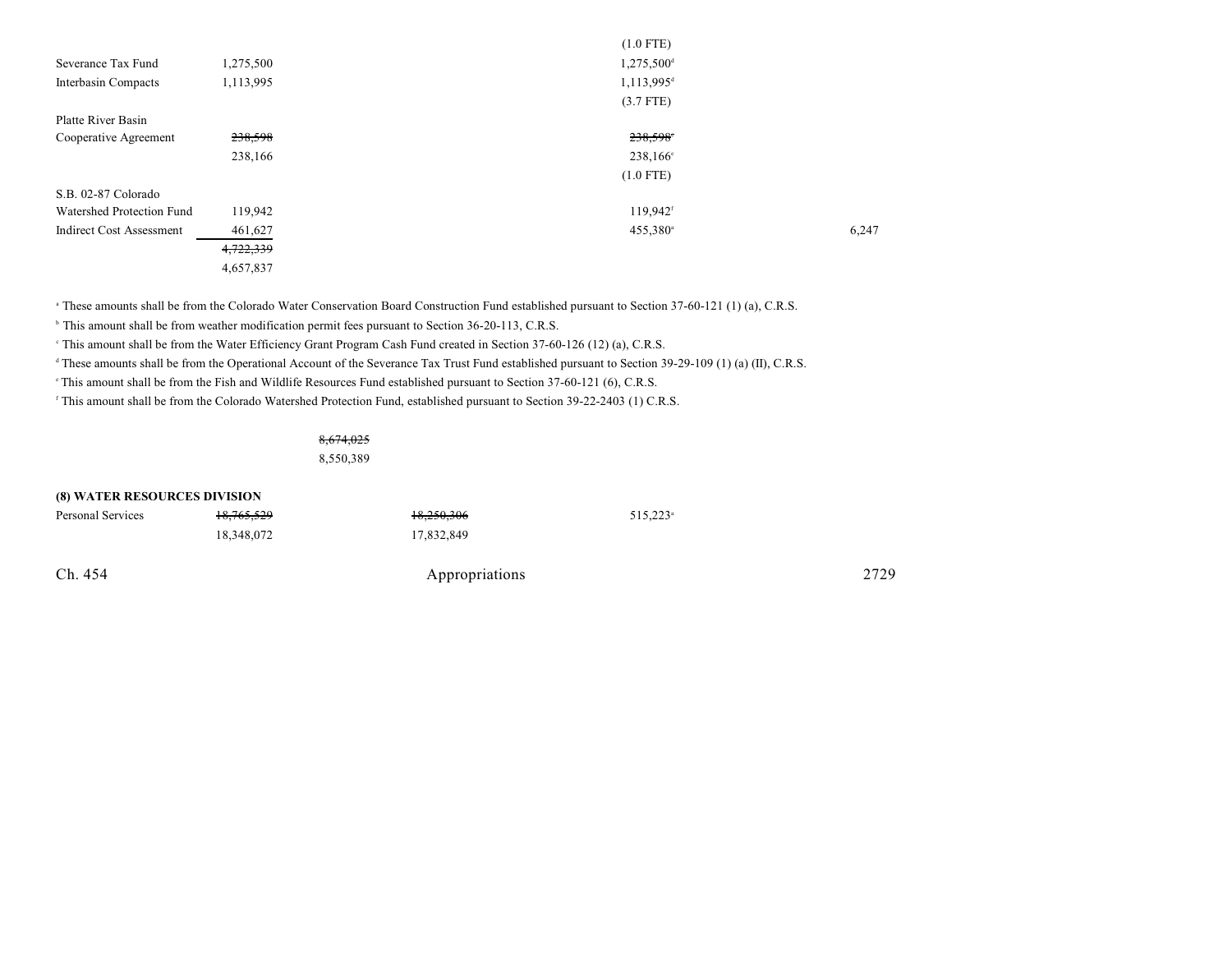| | | | | | |
|---|---|---|---|---|---|
| | | | | (1.0 FTE) | |
| Severance Tax Fund | 1,275,500 | | | 1,275,500[d] | |
| Interbasin Compacts | 1,113,995 | | | 1,113,995[d] | |
| | | | | (3.7 FTE) | |
| Platte River Basin Cooperative Agreement | ~~238,598~~ | | | ~~238,598~~[e] | |
| | 238,166 | | | 238,166[e] | |
| | | | | (1.0 FTE) | |
| S.B. 02-87 Colorado Watershed Protection Fund | 119,942 | | | 119,942[f] | |
| Indirect Cost Assessment | 461,627 | | | 455,380[a] | 6,247 |
| | ~~4,722,339~~ | | | | |
| | 4,657,837 | | | | |

[a] These amounts shall be from the Colorado Water Conservation Board Construction Fund established pursuant to Section 37-60-121 (1) (a), C.R.S.

[b] This amount shall be from weather modification permit fees pursuant to Section 36-20-113, C.R.S.

[c] This amount shall be from the Water Efficiency Grant Program Cash Fund created in Section 37-60-126 (12) (a), C.R.S.

[d] These amounts shall be from the Operational Account of the Severance Tax Trust Fund established pursuant to Section 39-29-109 (1) (a) (II), C.R.S.

[e] This amount shall be from the Fish and Wildlife Resources Fund established pursuant to Section 37-60-121 (6), C.R.S.

[f] This amount shall be from the Colorado Watershed Protection Fund, established pursuant to Section 39-22-2403 (1) C.R.S.

~~8,674,025~~
8,550,389

**(8) WATER RESOURCES DIVISION**

| | | | |
|---|---|---|---|
| Personal Services | ~~18,765,529~~ | ~~18,250,306~~ | 515,223[a] |
| | 18,348,072 | 17,832,849 | |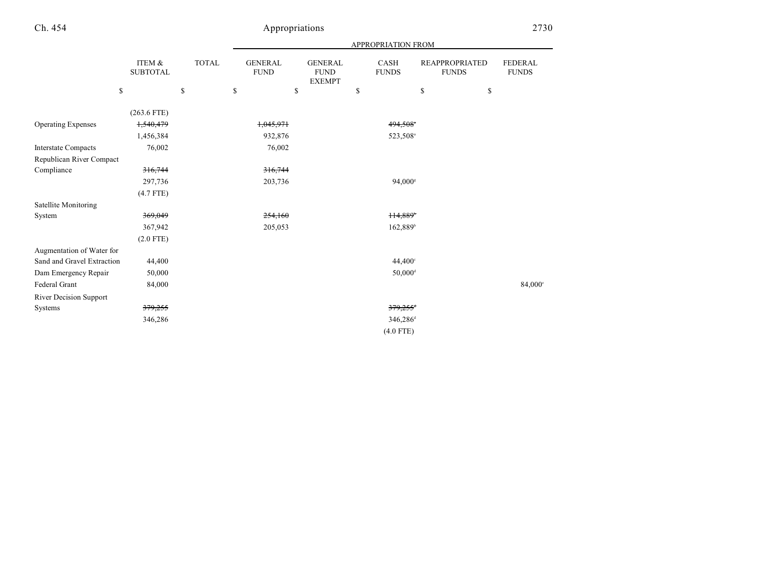| | ITEM & SUBTOTAL | TOTAL | GENERAL FUND | GENERAL FUND EXEMPT | CASH FUNDS | REAPPROPRIATED FUNDS | FEDERAL FUNDS |
|---|---|---|---|---|---|---|---|
| | | | APPROPRIATION FROM | | | | |
| | $ | $ | $ | $ | $ | $ | $ |
| | (263.6 FTE) | | | | | | |
| Operating Expenses | ~~1,540,479~~ | | ~~1,045,971~~ | | ~~494,508~~[a] | | |
| | 1,456,384 | | 932,876 | | 523,508[a] | | |
| Interstate Compacts | 76,002 | | 76,002 | | | | |
| Republican River Compact Compliance | ~~316,744~~ | | ~~316,744~~ | | | | |
| | 297,736 | | 203,736 | | 94,000[g] | | |
| | (4.7 FTE) | | | | | | |
| Satellite Monitoring System | ~~369,049~~ | | ~~254,160~~ | | ~~114,889~~[b] | | |
| | 367,942 | | 205,053 | | 162,889[b] | | |
| | (2.0 FTE) | | | | | | |
| Augmentation of Water for Sand and Gravel Extraction | 44,400 | | | | 44,400[c] | | |
| Dam Emergency Repair | 50,000 | | | | 50,000[d] | | |
| Federal Grant | 84,000 | | | | | | 84,000[e] |
| River Decision Support Systems | ~~379,255~~ | | | | ~~379,255~~[f] | | |
| | 346,286 | | | | 346,286[d] | | |
| | | | | | (4.0 FTE) | | |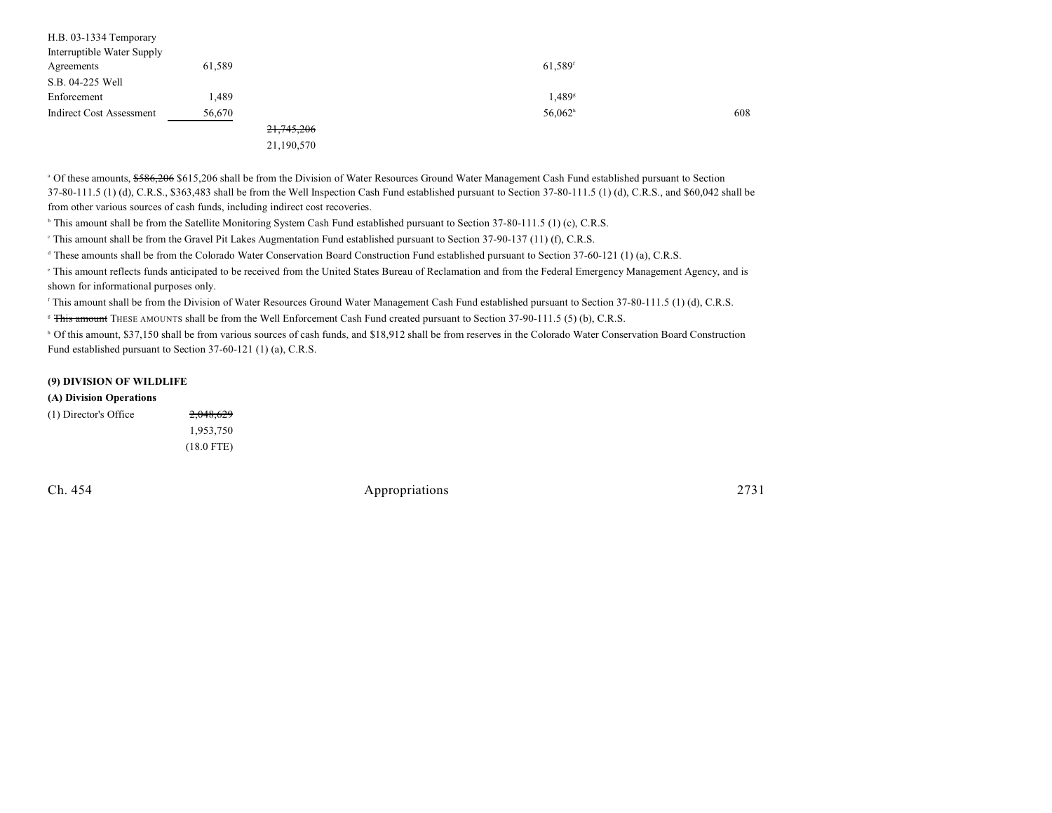| | | | | | |
|---|---|---|---|---|---|
| H.B. 03-1334 Temporary Interruptible Water Supply Agreements | 61,589 | | | 61,589[f] | |
| S.B. 04-225 Well Enforcement | 1,489 | | | 1,489[g] | |
| Indirect Cost Assessment | 56,670 | | | 56,062[h] | 608 |
| | | ~~21,745,206~~ 21,190,570 | | | |

[a] Of these amounts, ~~$586,206~~ $615,206 shall be from the Division of Water Resources Ground Water Management Cash Fund established pursuant to Section 37-80-111.5 (1) (d), C.R.S., $363,483 shall be from the Well Inspection Cash Fund established pursuant to Section 37-80-111.5 (1) (d), C.R.S., and $60,042 shall be from other various sources of cash funds, including indirect cost recoveries.

[b] This amount shall be from the Satellite Monitoring System Cash Fund established pursuant to Section 37-80-111.5 (1) (c), C.R.S.

[c] This amount shall be from the Gravel Pit Lakes Augmentation Fund established pursuant to Section 37-90-137 (11) (f), C.R.S.

[d] These amounts shall be from the Colorado Water Conservation Board Construction Fund established pursuant to Section 37-60-121 (1) (a), C.R.S.

[e] This amount reflects funds anticipated to be received from the United States Bureau of Reclamation and from the Federal Emergency Management Agency, and is shown for informational purposes only.

[f] This amount shall be from the Division of Water Resources Ground Water Management Cash Fund established pursuant to Section 37-80-111.5 (1) (d), C.R.S.

[g] ~~This amount~~ THESE AMOUNTS shall be from the Well Enforcement Cash Fund created pursuant to Section 37-90-111.5 (5) (b), C.R.S.

[h] Of this amount, $37,150 shall be from various sources of cash funds, and $18,912 shall be from reserves in the Colorado Water Conservation Board Construction Fund established pursuant to Section 37-60-121 (1) (a), C.R.S.

**(9) DIVISION OF WILDLIFE**

**(A) Division Operations**

| | |
|---|---|
| (1) Director's Office | ~~2,048,629~~ 1,953,750 (18.0 FTE) |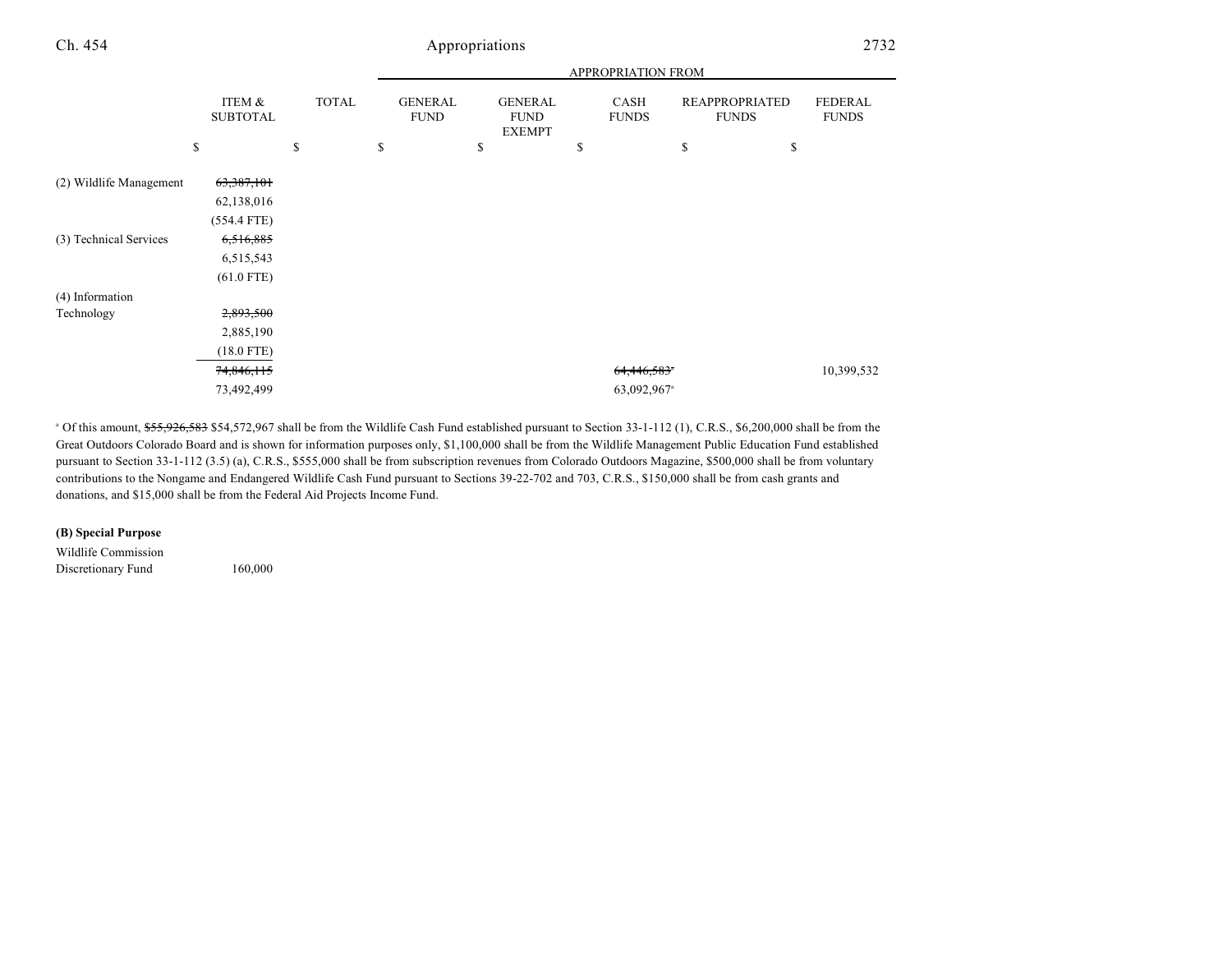| | ITEM & SUBTOTAL | TOTAL | APPROPRIATION FROM GENERAL FUND | GENERAL FUND EXEMPT | CASH FUNDS | REAPPROPRIATED FUNDS | FEDERAL FUNDS |
|---|---|---|---|---|---|---|---|
| | $ | $ | $ | $ | $ | $ | $ |
| (2) Wildlife Management | ~~63,387,101~~ | | | | | | |
| | 62,138,016 | | | | | | |
| | (554.4 FTE) | | | | | | |
| (3) Technical Services | ~~6,516,885~~ | | | | | | |
| | 6,515,543 | | | | | | |
| | (61.0 FTE) | | | | | | |
| (4) Information Technology | ~~2,893,500~~ | | | | | | |
| | 2,885,190 | | | | | | |
| | (18.0 FTE) | | | | | | |
| | ~~74,846,115~~ | | | | ~~64,446,583~~[a] | | 10,399,532 |
| | 73,492,499 | | | | 63,092,967[a] | | |

[a] Of this amount, ~~$55,926,583~~ $54,572,967 shall be from the Wildlife Cash Fund established pursuant to Section 33-1-112 (1), C.R.S., $6,200,000 shall be from the Great Outdoors Colorado Board and is shown for information purposes only, $1,100,000 shall be from the Wildlife Management Public Education Fund established pursuant to Section 33-1-112 (3.5) (a), C.R.S., $555,000 shall be from subscription revenues from Colorado Outdoors Magazine, $500,000 shall be from voluntary contributions to the Nongame and Endangered Wildlife Cash Fund pursuant to Sections 39-22-702 and 703, C.R.S., $150,000 shall be from cash grants and donations, and $15,000 shall be from the Federal Aid Projects Income Fund.

**(B) Special Purpose**

| | ITEM & SUBTOTAL | TOTAL | GENERAL FUND | GENERAL FUND EXEMPT | CASH FUNDS | REAPPROPRIATED FUNDS | FEDERAL FUNDS |
|---|---|---|---|---|---|---|---|
| Wildlife Commission Discretionary Fund | 160,000 | | | | | | |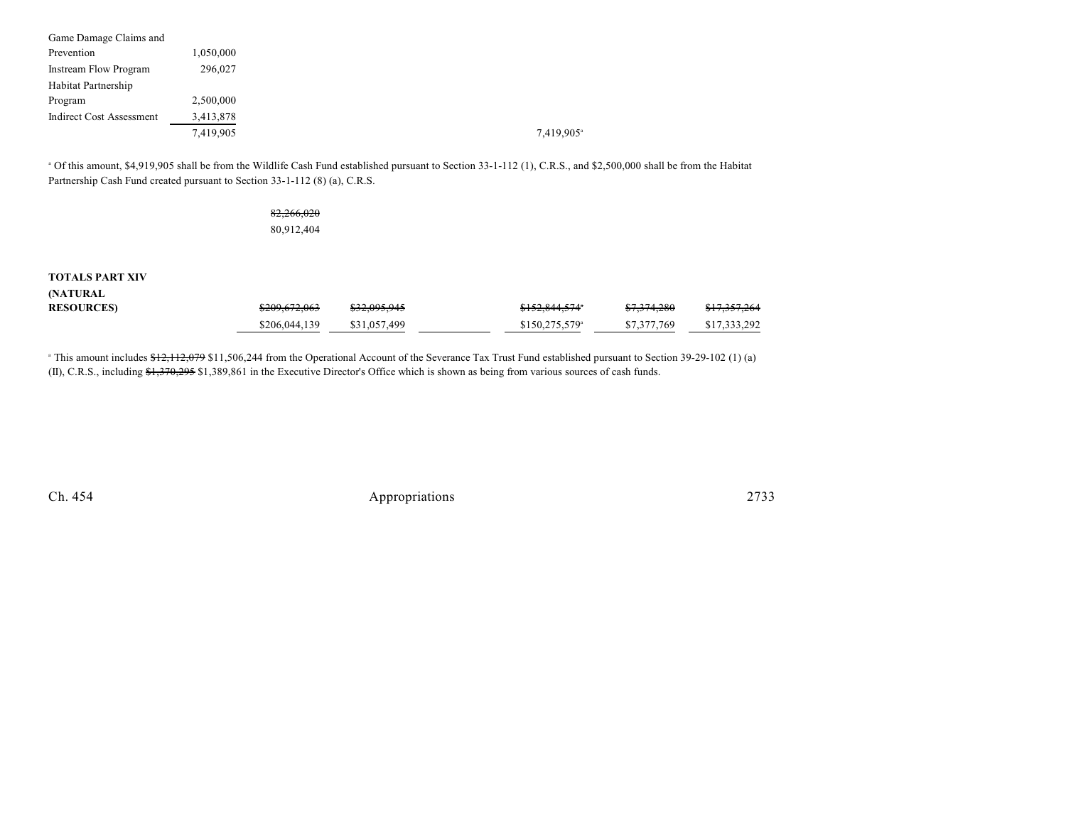| | | | | | | |
|---|---|---|---|---|---|---|
| Game Damage Claims and Prevention | 1,050,000 | | | | | |
| Instream Flow Program | 296,027 | | | | | |
| Habitat Partnership Program | 2,500,000 | | | | | |
| Indirect Cost Assessment | 3,413,878 | | | | | |
| | 7,419,905 | | | | 7,419,905[a] | |

[a] Of this amount, $4,919,905 shall be from the Wildlife Cash Fund established pursuant to Section 33-1-112 (1), C.R.S., and $2,500,000 shall be from the Habitat Partnership Cash Fund created pursuant to Section 33-1-112 (8) (a), C.R.S.

~~82,266,020~~
80,912,404

| | | | | | | |
|---|---|---|---|---|---|---|
| **TOTALS PART XIV (NATURAL RESOURCES)** | ~~$209,672,063~~ $206,044,139 | ~~$32,095,945~~ $31,057,499 | | ~~$152,844,574~~[a] $150,275,579[a] | ~~$7,374,280~~ $7,377,769 | ~~$17,357,264~~ $17,333,292 |

[a] This amount includes ~~$12,112,079~~ $11,506,244 from the Operational Account of the Severance Tax Trust Fund established pursuant to Section 39-29-102 (1) (a) (II), C.R.S., including ~~$1,370,295~~ $1,389,861 in the Executive Director's Office which is shown as being from various sources of cash funds.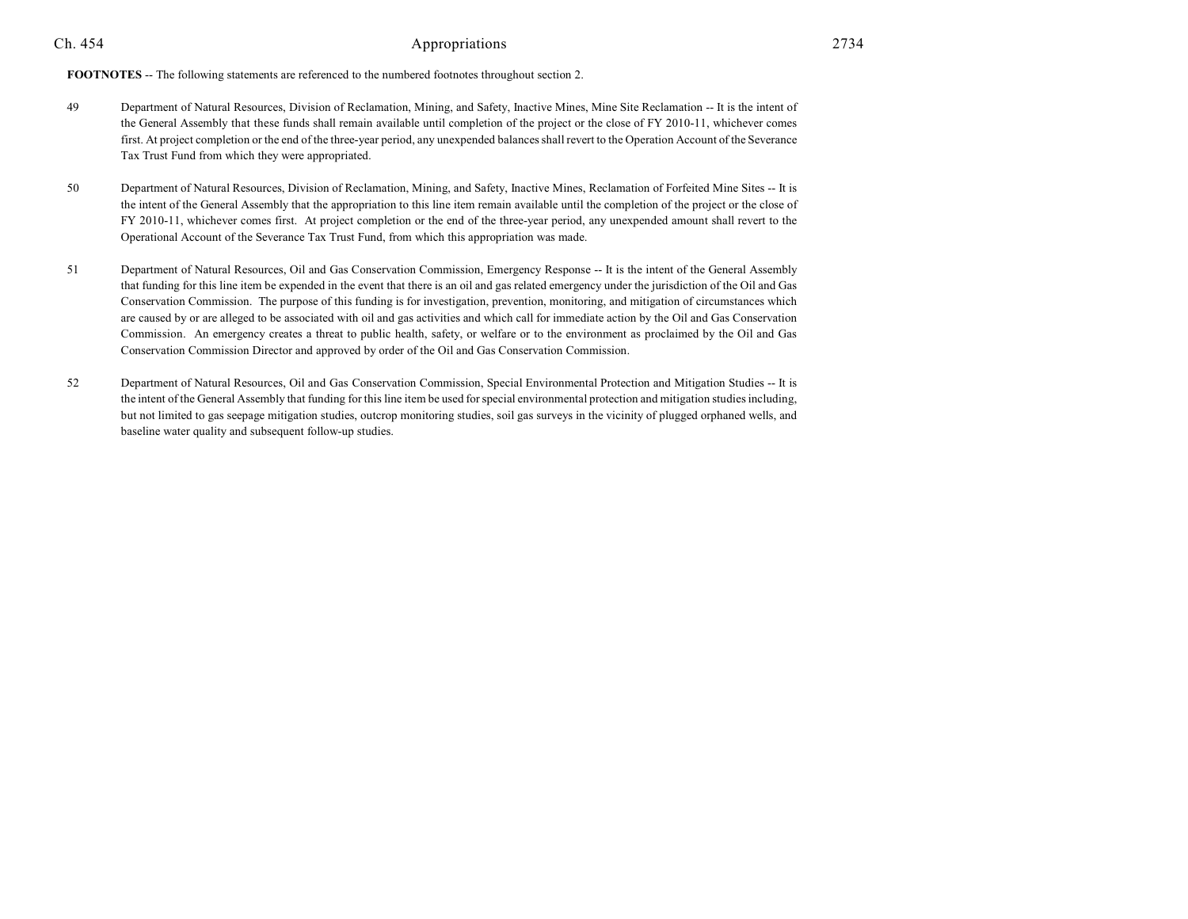**FOOTNOTES** -- The following statements are referenced to the numbered footnotes throughout section 2.

49 Department of Natural Resources, Division of Reclamation, Mining, and Safety, Inactive Mines, Mine Site Reclamation -- It is the intent of the General Assembly that these funds shall remain available until completion of the project or the close of FY 2010-11, whichever comes first. At project completion or the end of the three-year period, any unexpended balances shall revert to the Operation Account of the Severance Tax Trust Fund from which they were appropriated.

50 Department of Natural Resources, Division of Reclamation, Mining, and Safety, Inactive Mines, Reclamation of Forfeited Mine Sites -- It is the intent of the General Assembly that the appropriation to this line item remain available until the completion of the project or the close of FY 2010-11, whichever comes first. At project completion or the end of the three-year period, any unexpended amount shall revert to the Operational Account of the Severance Tax Trust Fund, from which this appropriation was made.

51 Department of Natural Resources, Oil and Gas Conservation Commission, Emergency Response -- It is the intent of the General Assembly that funding for this line item be expended in the event that there is an oil and gas related emergency under the jurisdiction of the Oil and Gas Conservation Commission. The purpose of this funding is for investigation, prevention, monitoring, and mitigation of circumstances which are caused by or are alleged to be associated with oil and gas activities and which call for immediate action by the Oil and Gas Conservation Commission. An emergency creates a threat to public health, safety, or welfare or to the environment as proclaimed by the Oil and Gas Conservation Commission Director and approved by order of the Oil and Gas Conservation Commission.

52 Department of Natural Resources, Oil and Gas Conservation Commission, Special Environmental Protection and Mitigation Studies -- It is the intent of the General Assembly that funding for this line item be used for special environmental protection and mitigation studies including, but not limited to gas seepage mitigation studies, outcrop monitoring studies, soil gas surveys in the vicinity of plugged orphaned wells, and baseline water quality and subsequent follow-up studies.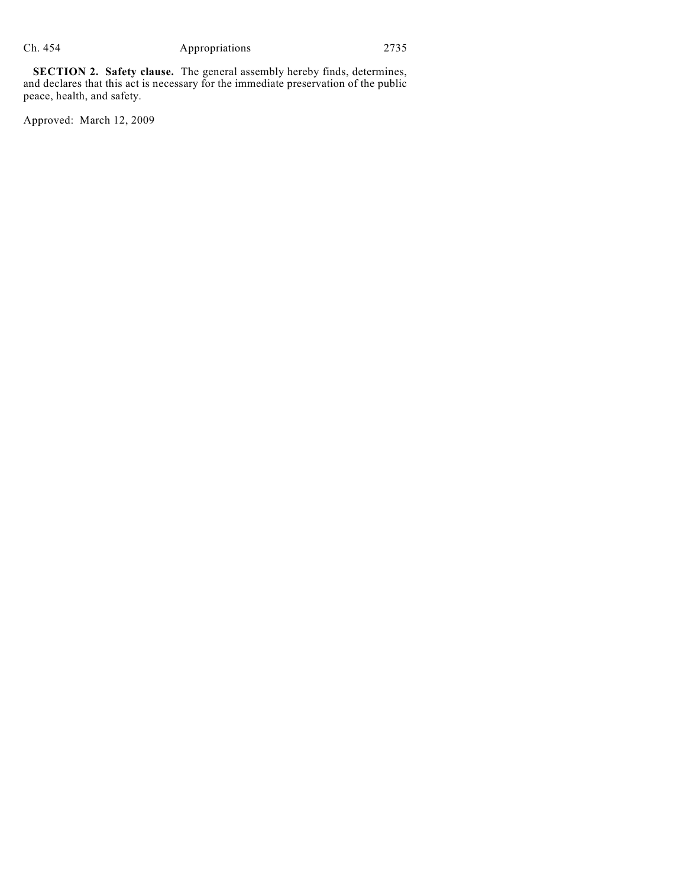**SECTION 2. Safety clause.** The general assembly hereby finds, determines, and declares that this act is necessary for the immediate preservation of the public peace, health, and safety.

Approved: March 12, 2009